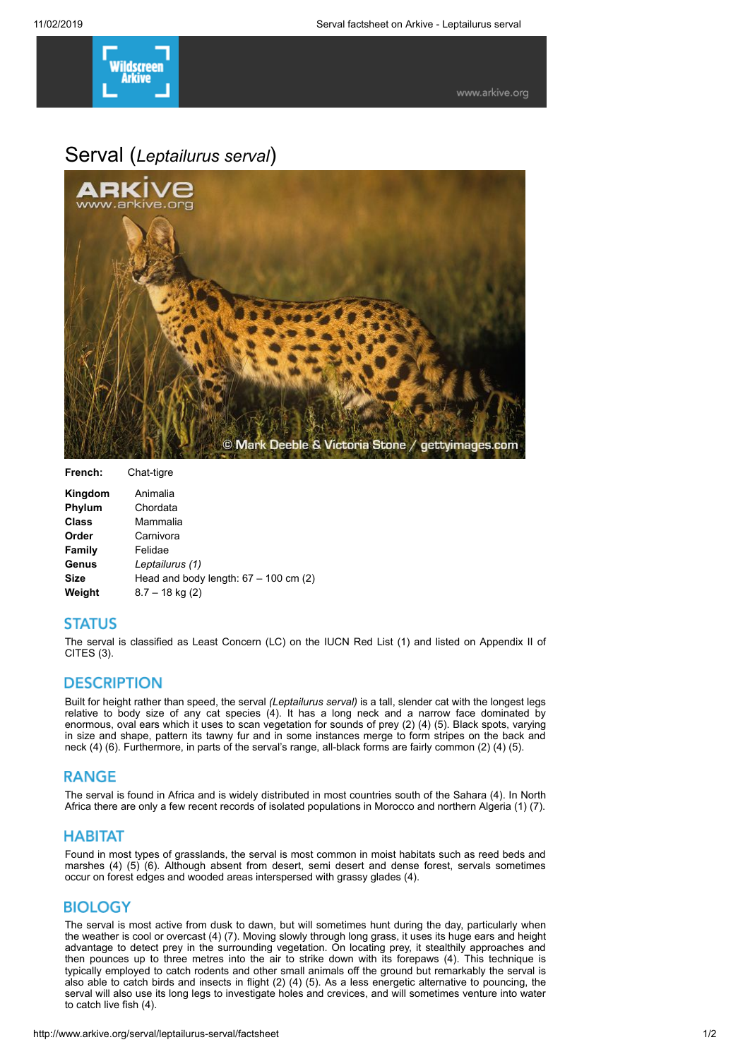# Serval (*Leptailurus serval*)

**French:** Chat-tigre

| | |
|---|---|
| **Kingdom** | Animalia |
| **Phylum** | Chordata |
| **Class** | Mammalia |
| **Order** | Carnivora |
| **Family** | Felidae |
| **Genus** | *Leptailurus (1)* |
| **Size** | Head and body length: 67 – 100 cm (2) |
| **Weight** | 8.7 – 18 kg (2) |

## STATUS

The serval is classified as Least Concern (LC) on the IUCN Red List (1) and listed on Appendix II of CITES (3).

## DESCRIPTION

Built for height rather than speed, the serval *(Leptailurus serval)* is a tall, slender cat with the longest legs relative to body size of any cat species (4). It has a long neck and a narrow face dominated by enormous, oval ears which it uses to scan vegetation for sounds of prey (2) (4) (5). Black spots, varying in size and shape, pattern its tawny fur and in some instances merge to form stripes on the back and neck (4) (6). Furthermore, in parts of the serval's range, all-black forms are fairly common (2) (4) (5).

## RANGE

The serval is found in Africa and is widely distributed in most countries south of the Sahara (4). In North Africa there are only a few recent records of isolated populations in Morocco and northern Algeria (1) (7).

## HABITAT

Found in most types of grasslands, the serval is most common in moist habitats such as reed beds and marshes (4) (5) (6). Although absent from desert, semi desert and dense forest, servals sometimes occur on forest edges and wooded areas interspersed with grassy glades (4).

## BIOLOGY

The serval is most active from dusk to dawn, but will sometimes hunt during the day, particularly when the weather is cool or overcast (4) (7). Moving slowly through long grass, it uses its huge ears and height advantage to detect prey in the surrounding vegetation. On locating prey, it stealthily approaches and then pounces up to three metres into the air to strike down with its forepaws (4). This technique is typically employed to catch rodents and other small animals off the ground but remarkably the serval is also able to catch birds and insects in flight (2) (4) (5). As a less energetic alternative to pouncing, the serval will also use its long legs to investigate holes and crevices, and will sometimes venture into water to catch live fish (4).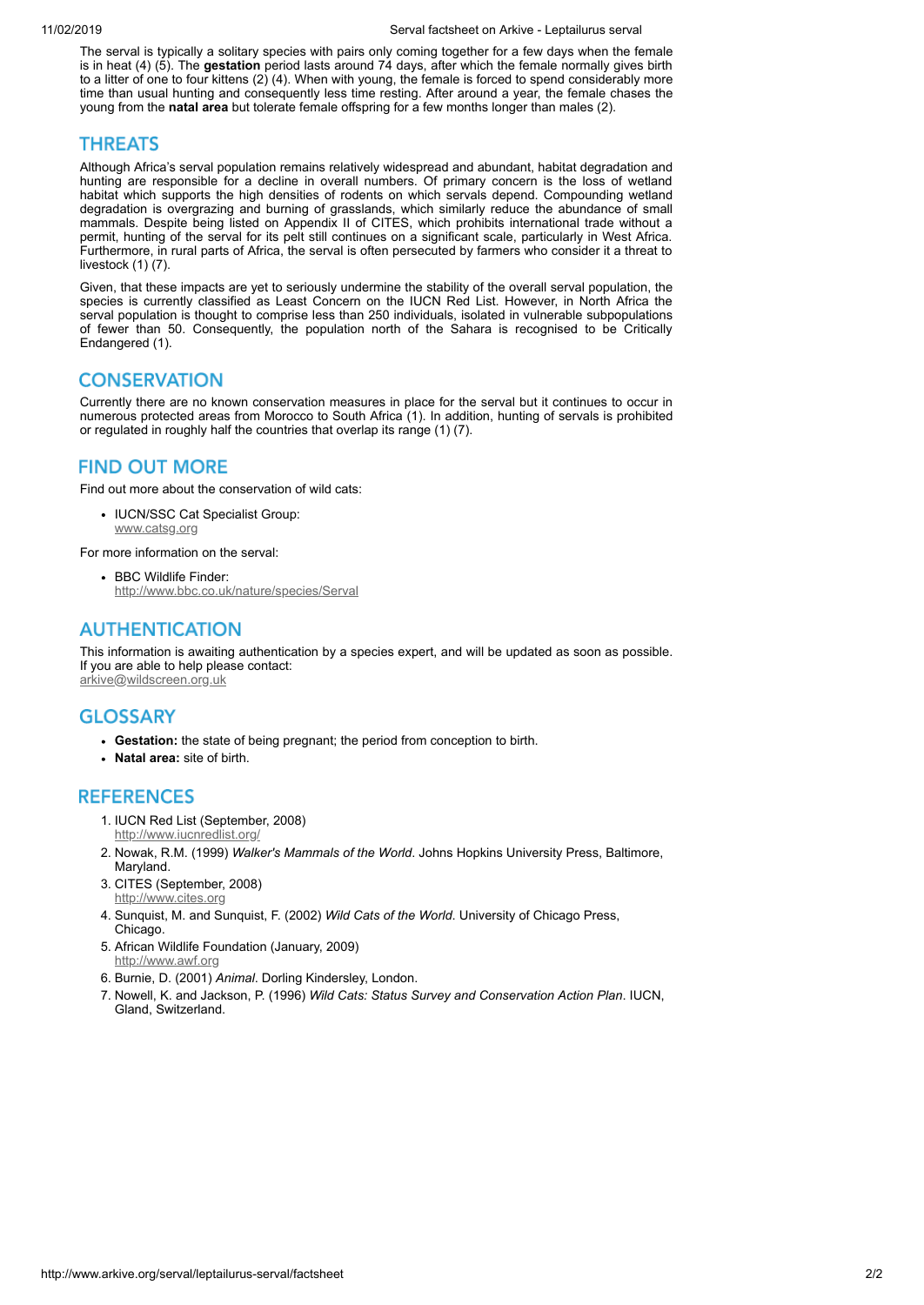The serval is typically a solitary species with pairs only coming together for a few days when the female is in heat (4) (5). The **gestation** period lasts around 74 days, after which the female normally gives birth to a litter of one to four kittens (2) (4). When with young, the female is forced to spend considerably more time than usual hunting and consequently less time resting. After around a year, the female chases the young from the **natal area** but tolerate female offspring for a few months longer than males (2).

## THREATS

Although Africa's serval population remains relatively widespread and abundant, habitat degradation and hunting are responsible for a decline in overall numbers. Of primary concern is the loss of wetland habitat which supports the high densities of rodents on which servals depend. Compounding wetland degradation is overgrazing and burning of grasslands, which similarly reduce the abundance of small mammals. Despite being listed on Appendix II of CITES, which prohibits international trade without a permit, hunting of the serval for its pelt still continues on a significant scale, particularly in West Africa. Furthermore, in rural parts of Africa, the serval is often persecuted by farmers who consider it a threat to livestock (1) (7).

Given, that these impacts are yet to seriously undermine the stability of the overall serval population, the species is currently classified as Least Concern on the IUCN Red List. However, in North Africa the serval population is thought to comprise less than 250 individuals, isolated in vulnerable subpopulations of fewer than 50. Consequently, the population north of the Sahara is recognised to be Critically Endangered (1).

## CONSERVATION

Currently there are no known conservation measures in place for the serval but it continues to occur in numerous protected areas from Morocco to South Africa (1). In addition, hunting of servals is prohibited or regulated in roughly half the countries that overlap its range (1) (7).

## FIND OUT MORE

Find out more about the conservation of wild cats:

- IUCN/SSC Cat Specialist Group:
  www.catsg.org

For more information on the serval:

- BBC Wildlife Finder:
  http://www.bbc.co.uk/nature/species/Serval

## AUTHENTICATION

This information is awaiting authentication by a species expert, and will be updated as soon as possible. If you are able to help please contact:
arkive@wildscreen.org.uk

## GLOSSARY

- **Gestation:** the state of being pregnant; the period from conception to birth.
- **Natal area:** site of birth.

## REFERENCES

1. IUCN Red List (September, 2008)
   http://www.iucnredlist.org/
2. Nowak, R.M. (1999) *Walker's Mammals of the World*. Johns Hopkins University Press, Baltimore, Maryland.
3. CITES (September, 2008)
   http://www.cites.org
4. Sunquist, M. and Sunquist, F. (2002) *Wild Cats of the World*. University of Chicago Press, Chicago.
5. African Wildlife Foundation (January, 2009)
   http://www.awf.org
6. Burnie, D. (2001) *Animal*. Dorling Kindersley, London.
7. Nowell, K. and Jackson, P. (1996) *Wild Cats: Status Survey and Conservation Action Plan*. IUCN, Gland, Switzerland.